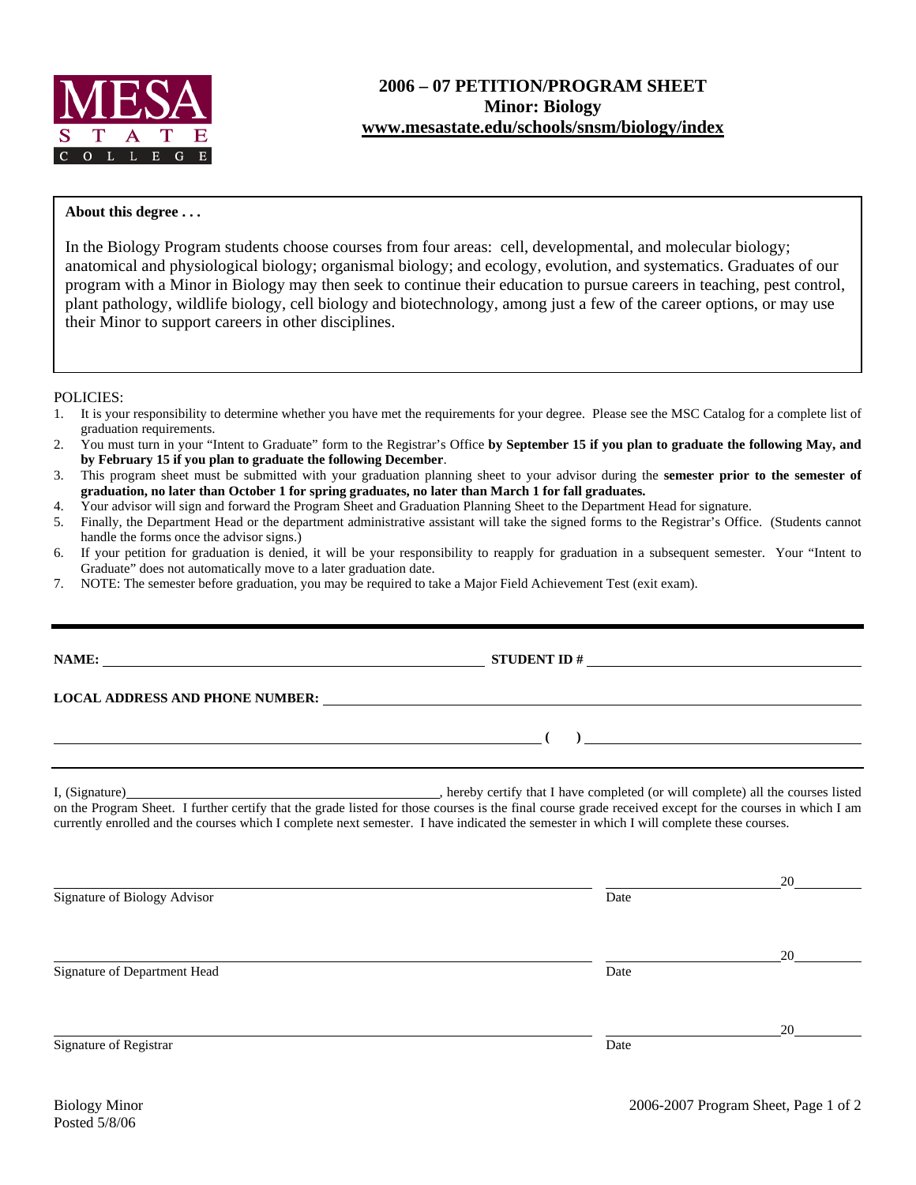**MESA STATE COLLEGE**

# 2006 – 07 PETITION/PROGRAM SHEET
## Minor: Biology
**www.mesastate.edu/schools/snsm/biology/index**

**About this degree . . .**

In the Biology Program students choose courses from four areas: cell, developmental, and molecular biology; anatomical and physiological biology; organismal biology; and ecology, evolution, and systematics. Graduates of our program with a Minor in Biology may then seek to continue their education to pursue careers in teaching, pest control, plant pathology, wildlife biology, cell biology and biotechnology, among just a few of the career options, or may use their Minor to support careers in other disciplines.

POLICIES:

1. It is your responsibility to determine whether you have met the requirements for your degree. Please see the MSC Catalog for a complete list of graduation requirements.
2. You must turn in your "Intent to Graduate" form to the Registrar's Office **by September 15 if you plan to graduate the following May, and by February 15 if you plan to graduate the following December**.
3. This program sheet must be submitted with your graduation planning sheet to your advisor during the **semester prior to the semester of graduation, no later than October 1 for spring graduates, no later than March 1 for fall graduates.**
4. Your advisor will sign and forward the Program Sheet and Graduation Planning Sheet to the Department Head for signature.
5. Finally, the Department Head or the department administrative assistant will take the signed forms to the Registrar's Office. (Students cannot handle the forms once the advisor signs.)
6. If your petition for graduation is denied, it will be your responsibility to reapply for graduation in a subsequent semester. Your "Intent to Graduate" does not automatically move to a later graduation date.
7. NOTE: The semester before graduation, you may be required to take a Major Field Achievement Test (exit exam).

**NAME:** ______________________________ **STUDENT ID #** ______________________________

**LOCAL ADDRESS AND PHONE NUMBER:** ______________________________

______________________________ **( )** ______________________________

I, (Signature)______________________________, hereby certify that I have completed (or will complete) all the courses listed on the Program Sheet. I further certify that the grade listed for those courses is the final course grade received except for the courses in which I am currently enrolled and the courses which I complete next semester. I have indicated the semester in which I will complete these courses.

______________________________ ______________ 20______
Signature of Biology Advisor Date

______________________________ ______________ 20______
Signature of Department Head Date

______________________________ ______________ 20______
Signature of Registrar Date

Biology Minor
Posted 5/8/06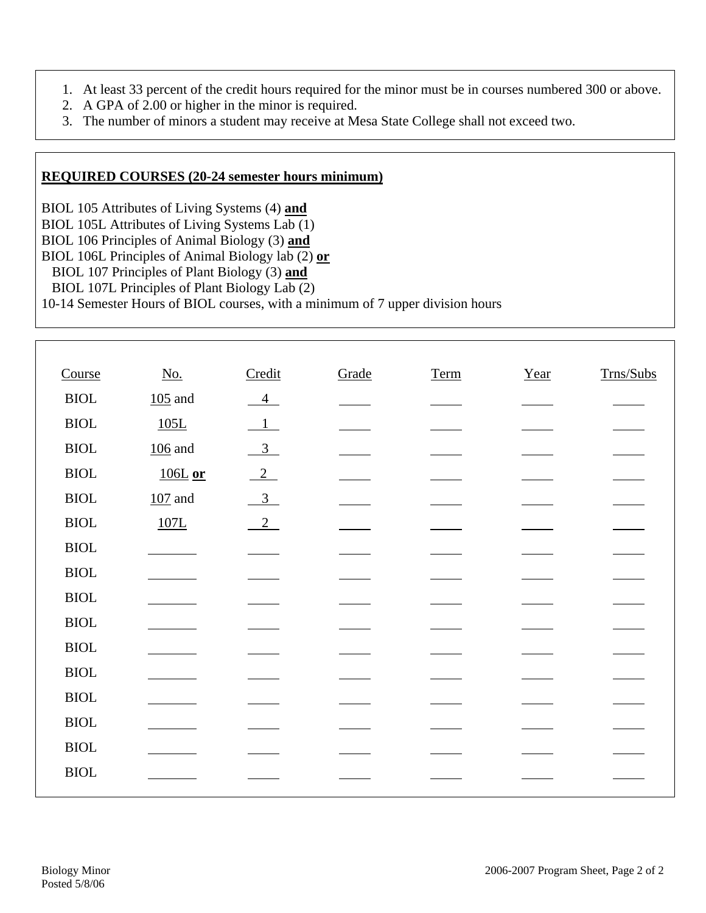1. At least 33 percent of the credit hours required for the minor must be in courses numbered 300 or above.
2. A GPA of 2.00 or higher in the minor is required.
3. The number of minors a student may receive at Mesa State College shall not exceed two.

**REQUIRED COURSES (20-24 semester hours minimum)**

BIOL 105 Attributes of Living Systems (4) **and**
BIOL 105L Attributes of Living Systems Lab (1)
BIOL 106 Principles of Animal Biology (3) **and**
BIOL 106L Principles of Animal Biology lab (2) **or**
BIOL 107 Principles of Plant Biology (3) **and**
BIOL 107L Principles of Plant Biology Lab (2)
10-14 Semester Hours of BIOL courses, with a minimum of 7 upper division hours

| Course | No. | Credit | Grade | Term | Year | Trns/Subs |
|---|---|---|---|---|---|---|
| BIOL | 105 and | 4 | | | | |
| BIOL | 105L | 1 | | | | |
| BIOL | 106 and | 3 | | | | |
| BIOL | 106L **or** | 2 | | | | |
| BIOL | 107 and | 3 | | | | |
| BIOL | 107L | 2 | | | | |
| BIOL | | | | | | |
| BIOL | | | | | | |
| BIOL | | | | | | |
| BIOL | | | | | | |
| BIOL | | | | | | |
| BIOL | | | | | | |
| BIOL | | | | | | |
| BIOL | | | | | | |
| BIOL | | | | | | |
| BIOL | | | | | | |

Biology Minor
Posted 5/8/06